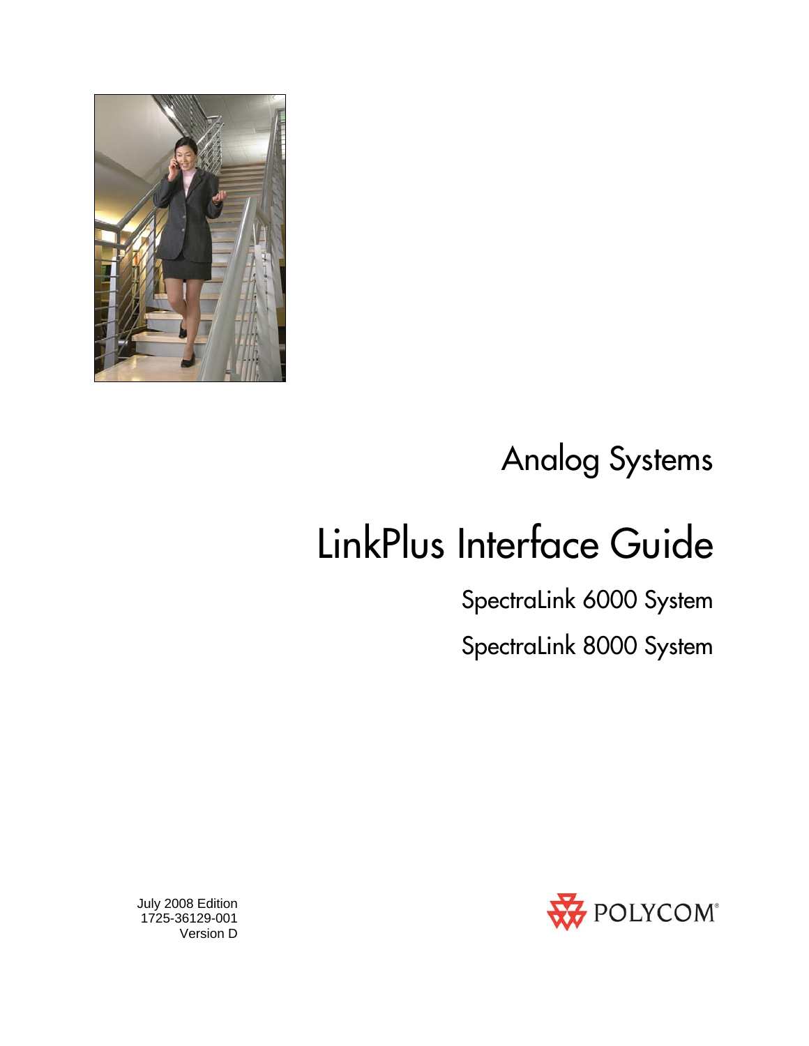# Analog Systems

# LinkPlus Interface Guide

## SpectraLink 6000 System

## SpectraLink 8000 System

July 2008 Edition
1725-36129-001
Version D

POLYCOM®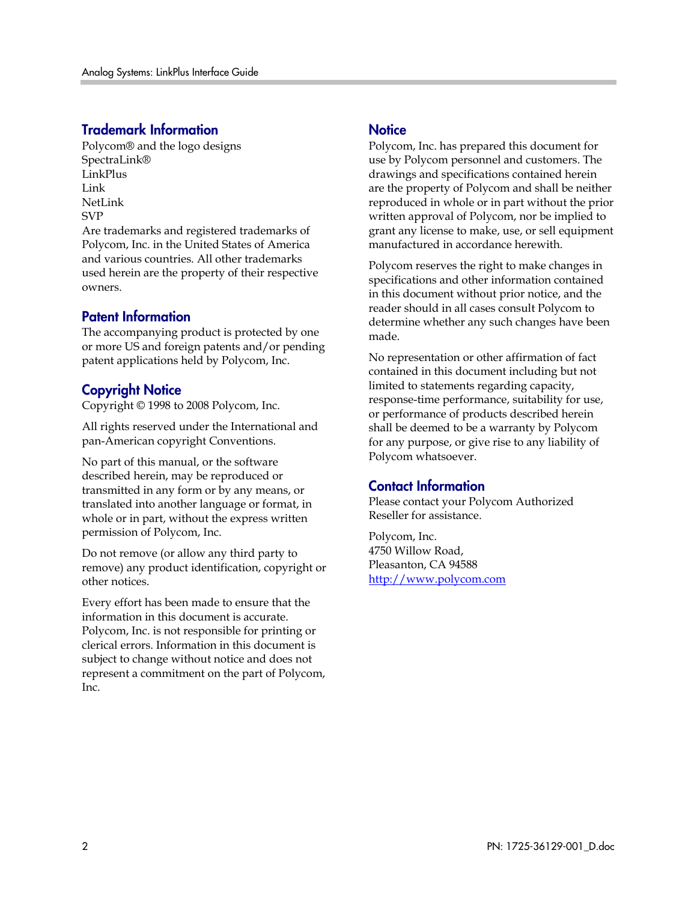## Trademark Information

Polycom® and the logo designs
SpectraLink®
LinkPlus
Link
NetLink
SVP
Are trademarks and registered trademarks of Polycom, Inc. in the United States of America and various countries. All other trademarks used herein are the property of their respective owners.

## Patent Information

The accompanying product is protected by one or more US and foreign patents and/or pending patent applications held by Polycom, Inc.

## Copyright Notice

Copyright © 1998 to 2008 Polycom, Inc.

All rights reserved under the International and pan-American copyright Conventions.

No part of this manual, or the software described herein, may be reproduced or transmitted in any form or by any means, or translated into another language or format, in whole or in part, without the express written permission of Polycom, Inc.

Do not remove (or allow any third party to remove) any product identification, copyright or other notices.

Every effort has been made to ensure that the information in this document is accurate. Polycom, Inc. is not responsible for printing or clerical errors. Information in this document is subject to change without notice and does not represent a commitment on the part of Polycom, Inc.

## Notice

Polycom, Inc. has prepared this document for use by Polycom personnel and customers. The drawings and specifications contained herein are the property of Polycom and shall be neither reproduced in whole or in part without the prior written approval of Polycom, nor be implied to grant any license to make, use, or sell equipment manufactured in accordance herewith.

Polycom reserves the right to make changes in specifications and other information contained in this document without prior notice, and the reader should in all cases consult Polycom to determine whether any such changes have been made.

No representation or other affirmation of fact contained in this document including but not limited to statements regarding capacity, response-time performance, suitability for use, or performance of products described herein shall be deemed to be a warranty by Polycom for any purpose, or give rise to any liability of Polycom whatsoever.

## Contact Information

Please contact your Polycom Authorized Reseller for assistance.

Polycom, Inc.
4750 Willow Road,
Pleasanton, CA 94588
http://www.polycom.com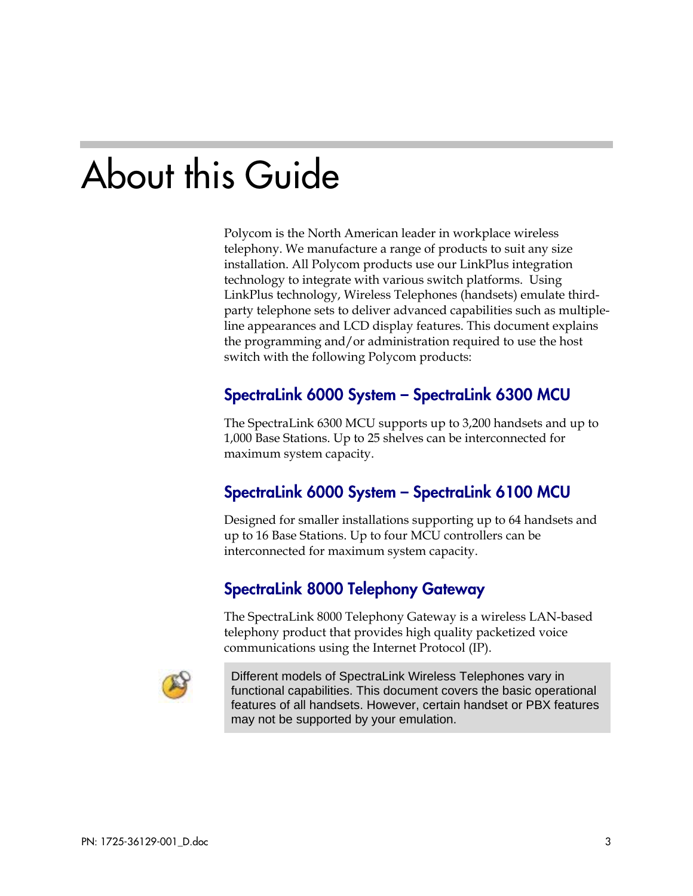# About this Guide

Polycom is the North American leader in workplace wireless telephony. We manufacture a range of products to suit any size installation. All Polycom products use our LinkPlus integration technology to integrate with various switch platforms. Using LinkPlus technology, Wireless Telephones (handsets) emulate third-party telephone sets to deliver advanced capabilities such as multiple-line appearances and LCD display features. This document explains the programming and/or administration required to use the host switch with the following Polycom products:

## SpectraLink 6000 System – SpectraLink 6300 MCU

The SpectraLink 6300 MCU supports up to 3,200 handsets and up to 1,000 Base Stations. Up to 25 shelves can be interconnected for maximum system capacity.

## SpectraLink 6000 System – SpectraLink 6100 MCU

Designed for smaller installations supporting up to 64 handsets and up to 16 Base Stations. Up to four MCU controllers can be interconnected for maximum system capacity.

## SpectraLink 8000 Telephony Gateway

The SpectraLink 8000 Telephony Gateway is a wireless LAN-based telephony product that provides high quality packetized voice communications using the Internet Protocol (IP).

> Different models of SpectraLink Wireless Telephones vary in functional capabilities. This document covers the basic operational features of all handsets. However, certain handset or PBX features may not be supported by your emulation.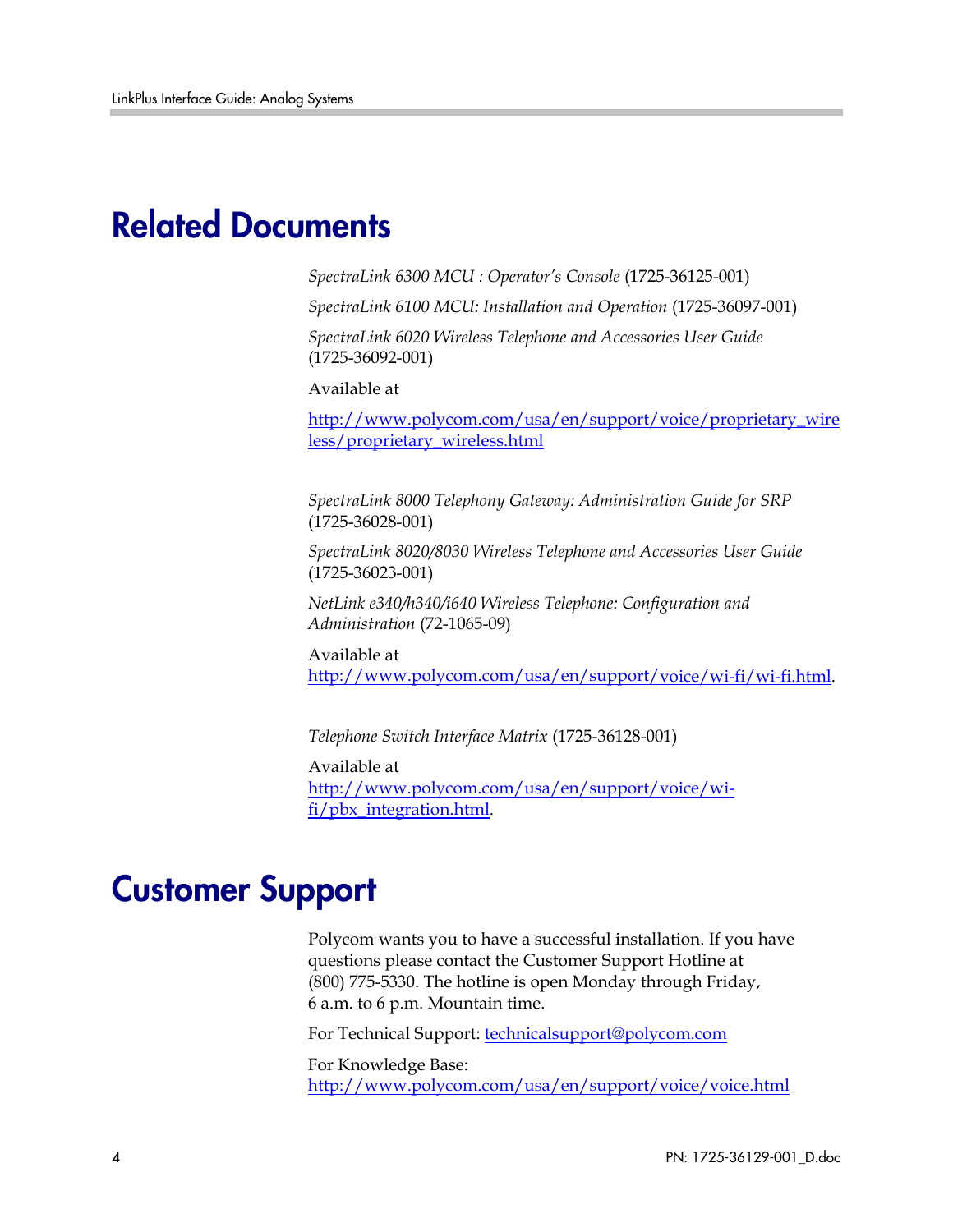# Related Documents

*SpectraLink 6300 MCU : Operator's Console* (1725-36125-001)

*SpectraLink 6100 MCU: Installation and Operation* (1725-36097-001)

*SpectraLink 6020 Wireless Telephone and Accessories User Guide* (1725-36092-001)

Available at

http://www.polycom.com/usa/en/support/voice/proprietary_wireless/proprietary_wireless.html

*SpectraLink 8000 Telephony Gateway: Administration Guide for SRP* (1725-36028-001)

*SpectraLink 8020/8030 Wireless Telephone and Accessories User Guide* (1725-36023-001)

*NetLink e340/h340/i640 Wireless Telephone: Configuration and Administration* (72-1065-09)

Available at http://www.polycom.com/usa/en/support/voice/wi-fi/wi-fi.html.

*Telephone Switch Interface Matrix* (1725-36128-001)

Available at http://www.polycom.com/usa/en/support/voice/wi-fi/pbx_integration.html.

# Customer Support

Polycom wants you to have a successful installation. If you have questions please contact the Customer Support Hotline at (800) 775-5330. The hotline is open Monday through Friday, 6 a.m. to 6 p.m. Mountain time.

For Technical Support: technicalsupport@polycom.com

For Knowledge Base: http://www.polycom.com/usa/en/support/voice/voice.html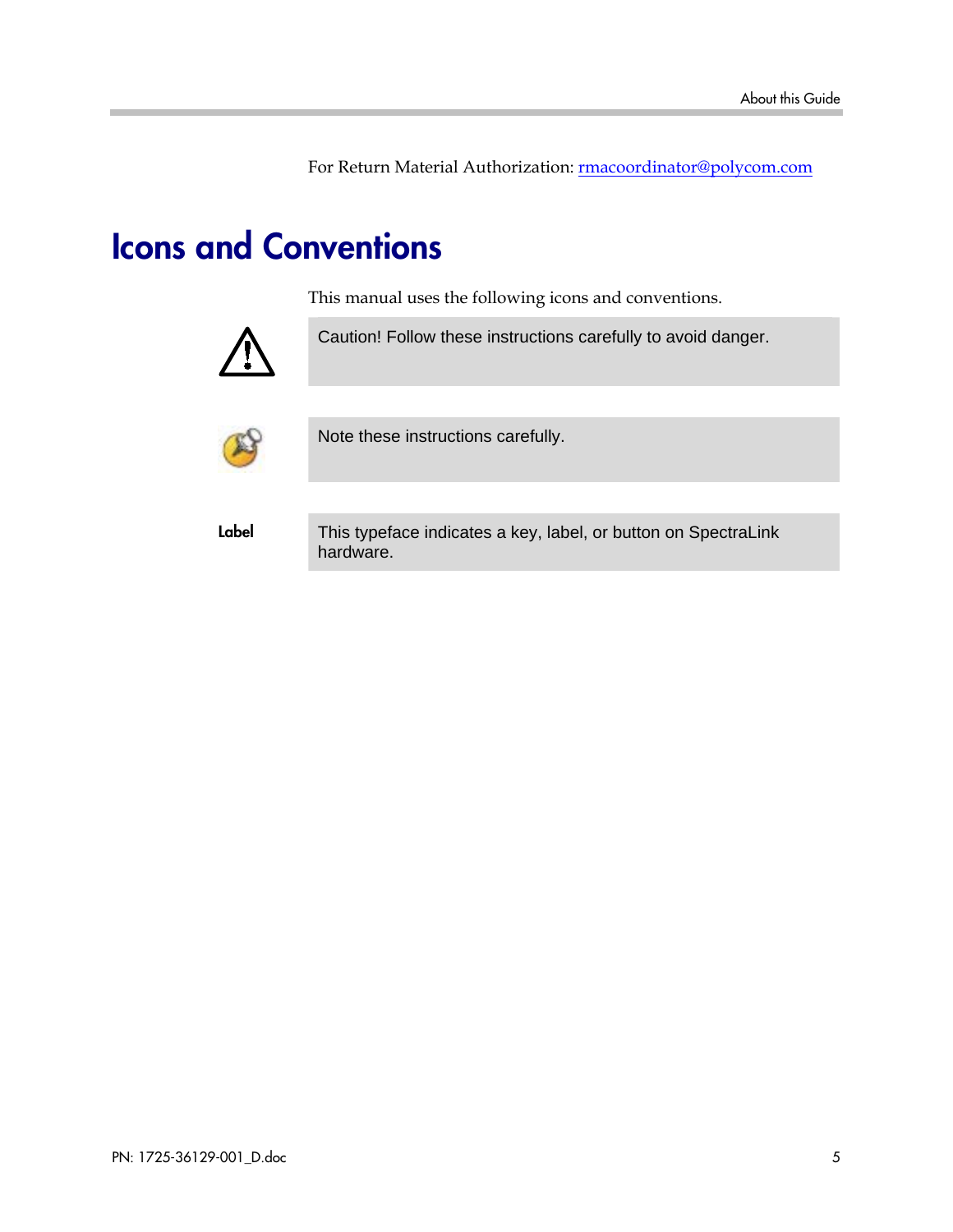For Return Material Authorization: rmacoordinator@polycom.com

# Icons and Conventions

This manual uses the following icons and conventions.

| | |
|---|---|
| ⚠ | Caution! Follow these instructions carefully to avoid danger. |
| | Note these instructions carefully. |
| **Label** | This typeface indicates a key, label, or button on SpectraLink hardware. |

PN: 1725-36129-001_D.doc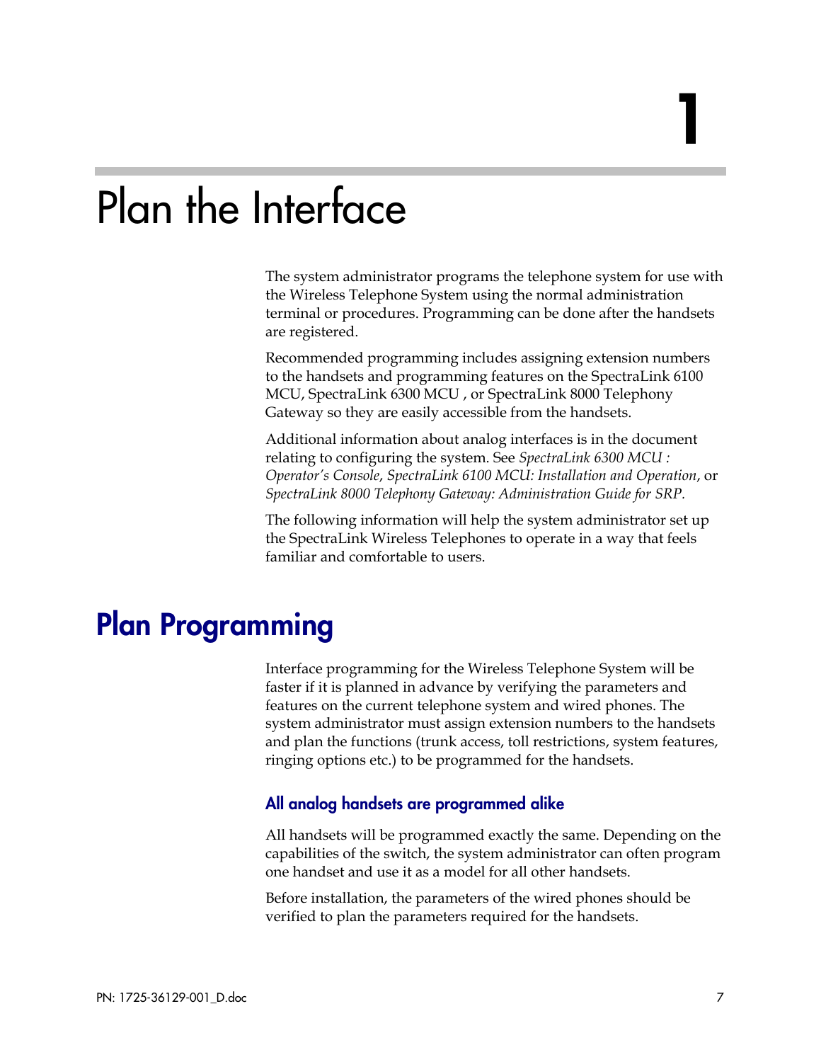# 1

# Plan the Interface

The system administrator programs the telephone system for use with the Wireless Telephone System using the normal administration terminal or procedures. Programming can be done after the handsets are registered.

Recommended programming includes assigning extension numbers to the handsets and programming features on the SpectraLink 6100 MCU, SpectraLink 6300 MCU , or SpectraLink 8000 Telephony Gateway so they are easily accessible from the handsets.

Additional information about analog interfaces is in the document relating to configuring the system. See *SpectraLink 6300 MCU : Operator's Console*, *SpectraLink 6100 MCU: Installation and Operation*, or *SpectraLink 8000 Telephony Gateway: Administration Guide for SRP.*

The following information will help the system administrator set up the SpectraLink Wireless Telephones to operate in a way that feels familiar and comfortable to users.

## Plan Programming

Interface programming for the Wireless Telephone System will be faster if it is planned in advance by verifying the parameters and features on the current telephone system and wired phones. The system administrator must assign extension numbers to the handsets and plan the functions (trunk access, toll restrictions, system features, ringing options etc.) to be programmed for the handsets.

### All analog handsets are programmed alike

All handsets will be programmed exactly the same. Depending on the capabilities of the switch, the system administrator can often program one handset and use it as a model for all other handsets.

Before installation, the parameters of the wired phones should be verified to plan the parameters required for the handsets.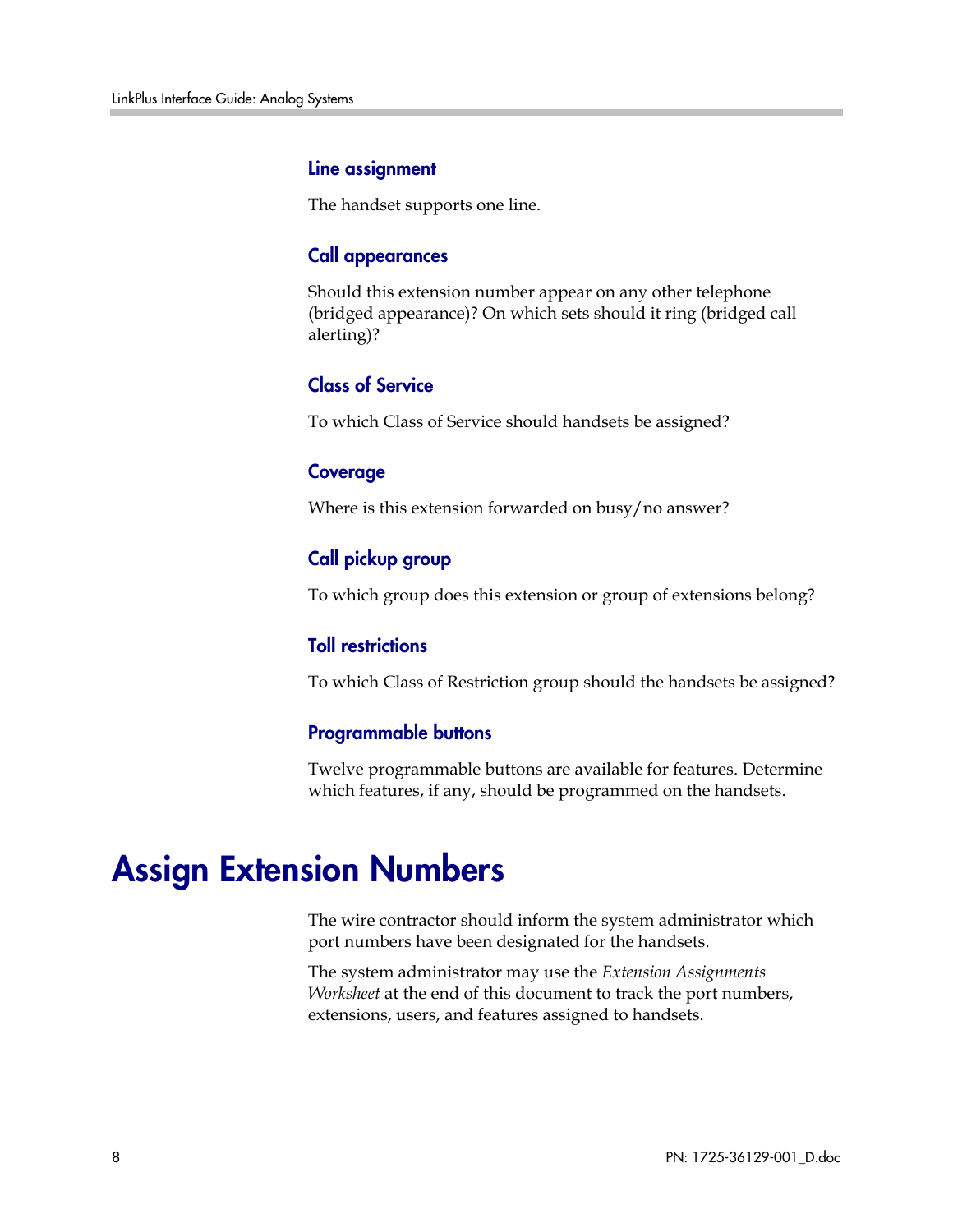### Line assignment

The handset supports one line.

### Call appearances

Should this extension number appear on any other telephone (bridged appearance)? On which sets should it ring (bridged call alerting)?

### Class of Service

To which Class of Service should handsets be assigned?

### Coverage

Where is this extension forwarded on busy/no answer?

### Call pickup group

To which group does this extension or group of extensions belong?

### Toll restrictions

To which Class of Restriction group should the handsets be assigned?

### Programmable buttons

Twelve programmable buttons are available for features. Determine which features, if any, should be programmed on the handsets.

# Assign Extension Numbers

The wire contractor should inform the system administrator which port numbers have been designated for the handsets.

The system administrator may use the *Extension Assignments Worksheet* at the end of this document to track the port numbers, extensions, users, and features assigned to handsets.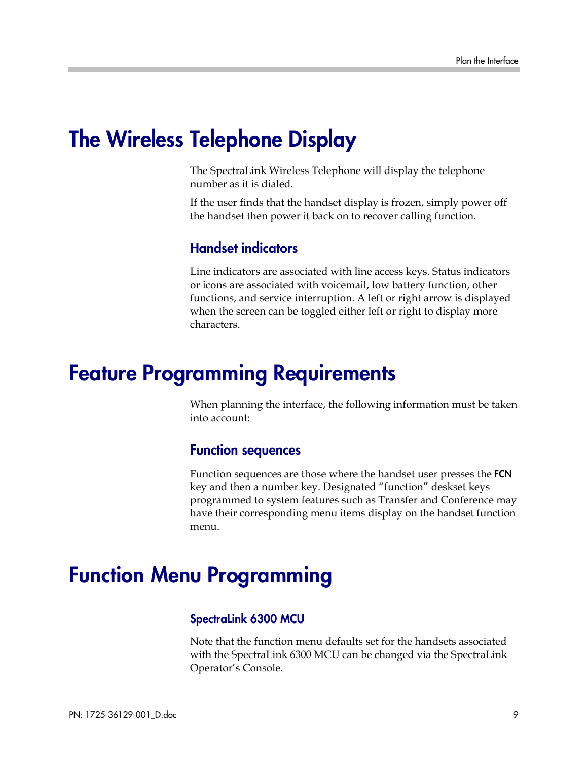# The Wireless Telephone Display

The SpectraLink Wireless Telephone will display the telephone number as it is dialed.

If the user finds that the handset display is frozen, simply power off the handset then power it back on to recover calling function.

## Handset indicators

Line indicators are associated with line access keys. Status indicators or icons are associated with voicemail, low battery function, other functions, and service interruption. A left or right arrow is displayed when the screen can be toggled either left or right to display more characters.

# Feature Programming Requirements

When planning the interface, the following information must be taken into account:

## Function sequences

Function sequences are those where the handset user presses the **FCN** key and then a number key. Designated "function" deskset keys programmed to system features such as Transfer and Conference may have their corresponding menu items display on the handset function menu.

# Function Menu Programming

### SpectraLink 6300 MCU

Note that the function menu defaults set for the handsets associated with the SpectraLink 6300 MCU can be changed via the SpectraLink Operator's Console.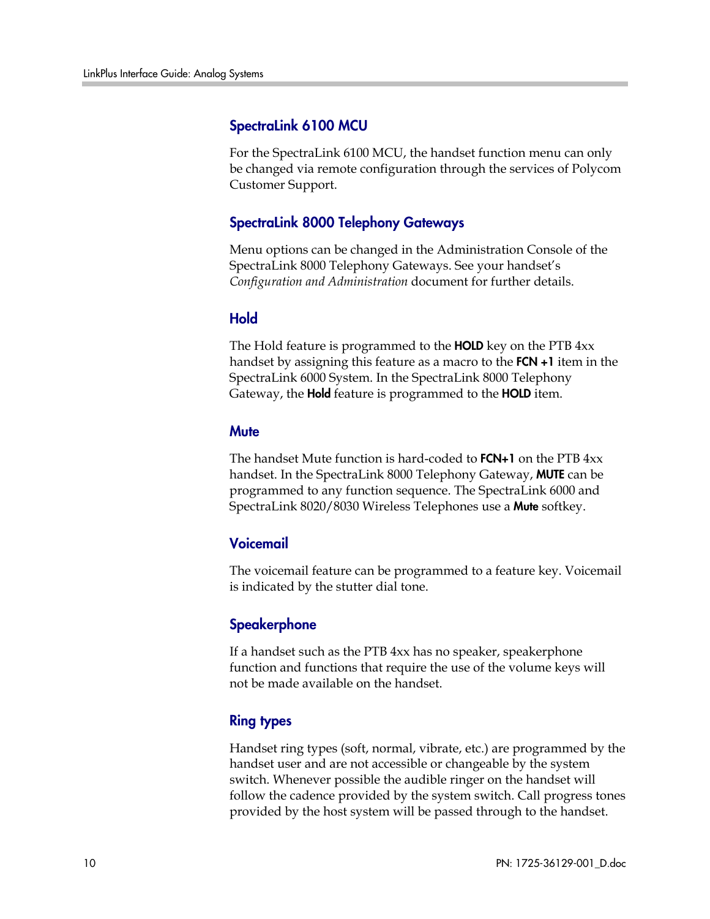### SpectraLink 6100 MCU

For the SpectraLink 6100 MCU, the handset function menu can only be changed via remote configuration through the services of Polycom Customer Support.

### SpectraLink 8000 Telephony Gateways

Menu options can be changed in the Administration Console of the SpectraLink 8000 Telephony Gateways. See your handset's *Configuration and Administration* document for further details.

### Hold

The Hold feature is programmed to the **HOLD** key on the PTB 4xx handset by assigning this feature as a macro to the **FCN +1** item in the SpectraLink 6000 System. In the SpectraLink 8000 Telephony Gateway, the **Hold** feature is programmed to the **HOLD** item.

### Mute

The handset Mute function is hard-coded to **FCN+1** on the PTB 4xx handset. In the SpectraLink 8000 Telephony Gateway, **MUTE** can be programmed to any function sequence. The SpectraLink 6000 and SpectraLink 8020/8030 Wireless Telephones use a **Mute** softkey.

### Voicemail

The voicemail feature can be programmed to a feature key. Voicemail is indicated by the stutter dial tone.

### Speakerphone

If a handset such as the PTB 4xx has no speaker, speakerphone function and functions that require the use of the volume keys will not be made available on the handset.

### Ring types

Handset ring types (soft, normal, vibrate, etc.) are programmed by the handset user and are not accessible or changeable by the system switch. Whenever possible the audible ringer on the handset will follow the cadence provided by the system switch. Call progress tones provided by the host system will be passed through to the handset.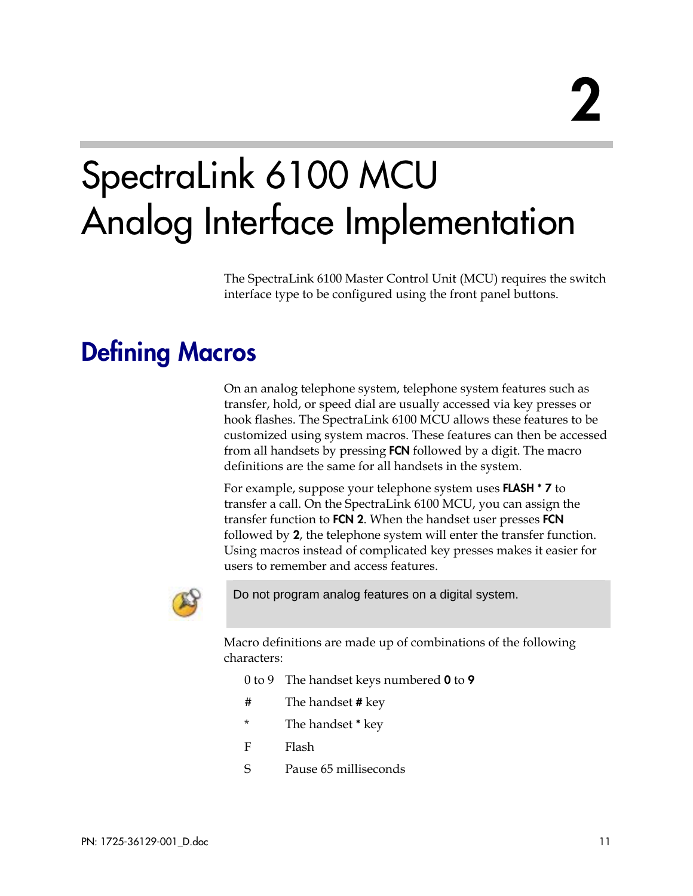2

# SpectraLink 6100 MCU Analog Interface Implementation

The SpectraLink 6100 Master Control Unit (MCU) requires the switch interface type to be configured using the front panel buttons.

## Defining Macros

On an analog telephone system, telephone system features such as transfer, hold, or speed dial are usually accessed via key presses or hook flashes. The SpectraLink 6100 MCU allows these features to be customized using system macros. These features can then be accessed from all handsets by pressing **FCN** followed by a digit. The macro definitions are the same for all handsets in the system.

For example, suppose your telephone system uses **FLASH * 7** to transfer a call. On the SpectraLink 6100 MCU, you can assign the transfer function to **FCN 2**. When the handset user presses **FCN** followed by **2**, the telephone system will enter the transfer function. Using macros instead of complicated key presses makes it easier for users to remember and access features.

> Do not program analog features on a digital system.

Macro definitions are made up of combinations of the following characters:

| | |
|---|---|
| 0 to 9 | The handset keys numbered **0** to **9** |
| # | The handset **#** key |
| * | The handset **\*** key |
| F | Flash |
| S | Pause 65 milliseconds |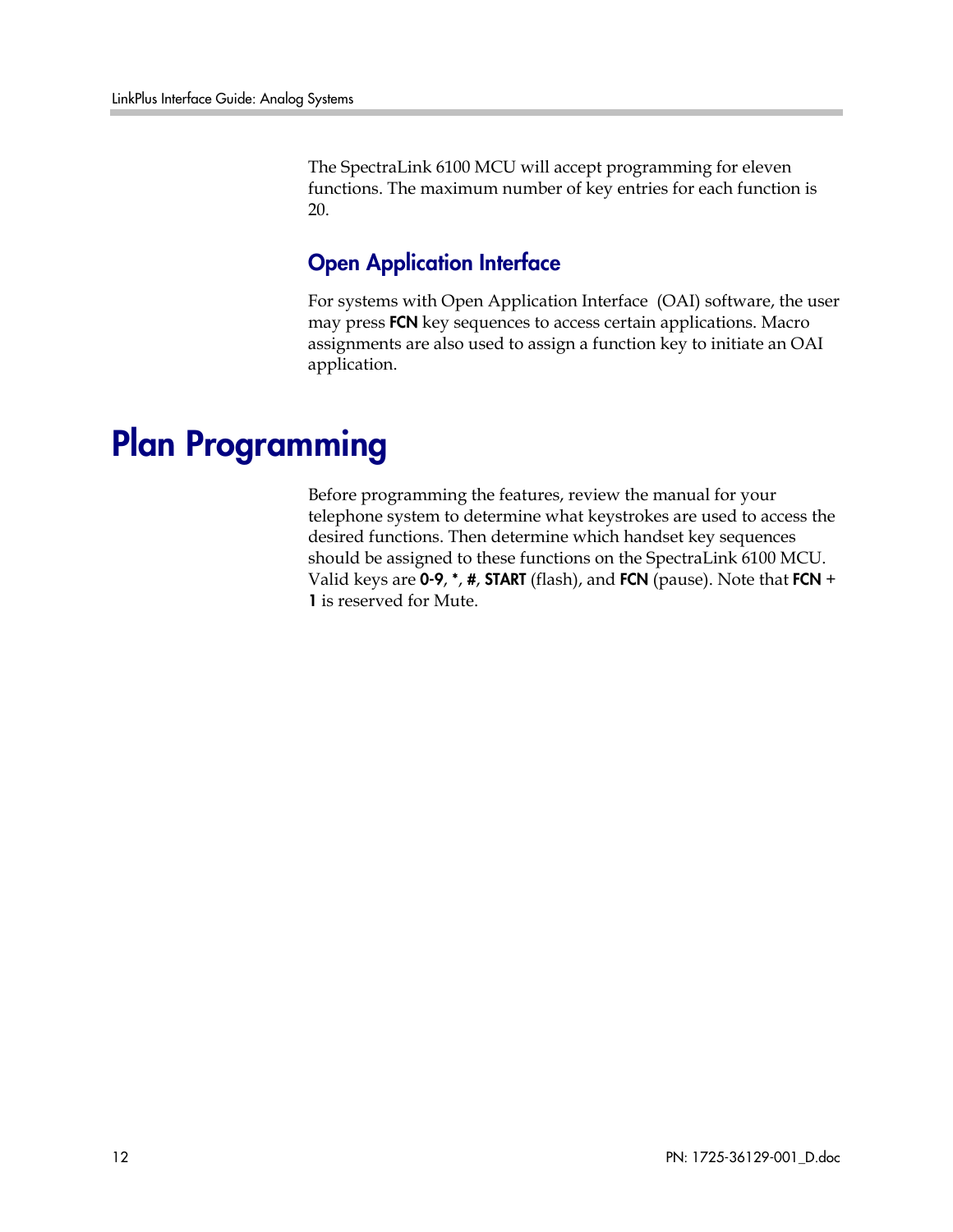The SpectraLink 6100 MCU will accept programming for eleven functions. The maximum number of key entries for each function is 20.

## Open Application Interface

For systems with Open Application Interface (OAI) software, the user may press **FCN** key sequences to access certain applications. Macro assignments are also used to assign a function key to initiate an OAI application.

# Plan Programming

Before programming the features, review the manual for your telephone system to determine what keystrokes are used to access the desired functions. Then determine which handset key sequences should be assigned to these functions on the SpectraLink 6100 MCU. Valid keys are **0-9**, **\***, **#**, **START** (flash), and **FCN** (pause). Note that **FCN** + **1** is reserved for Mute.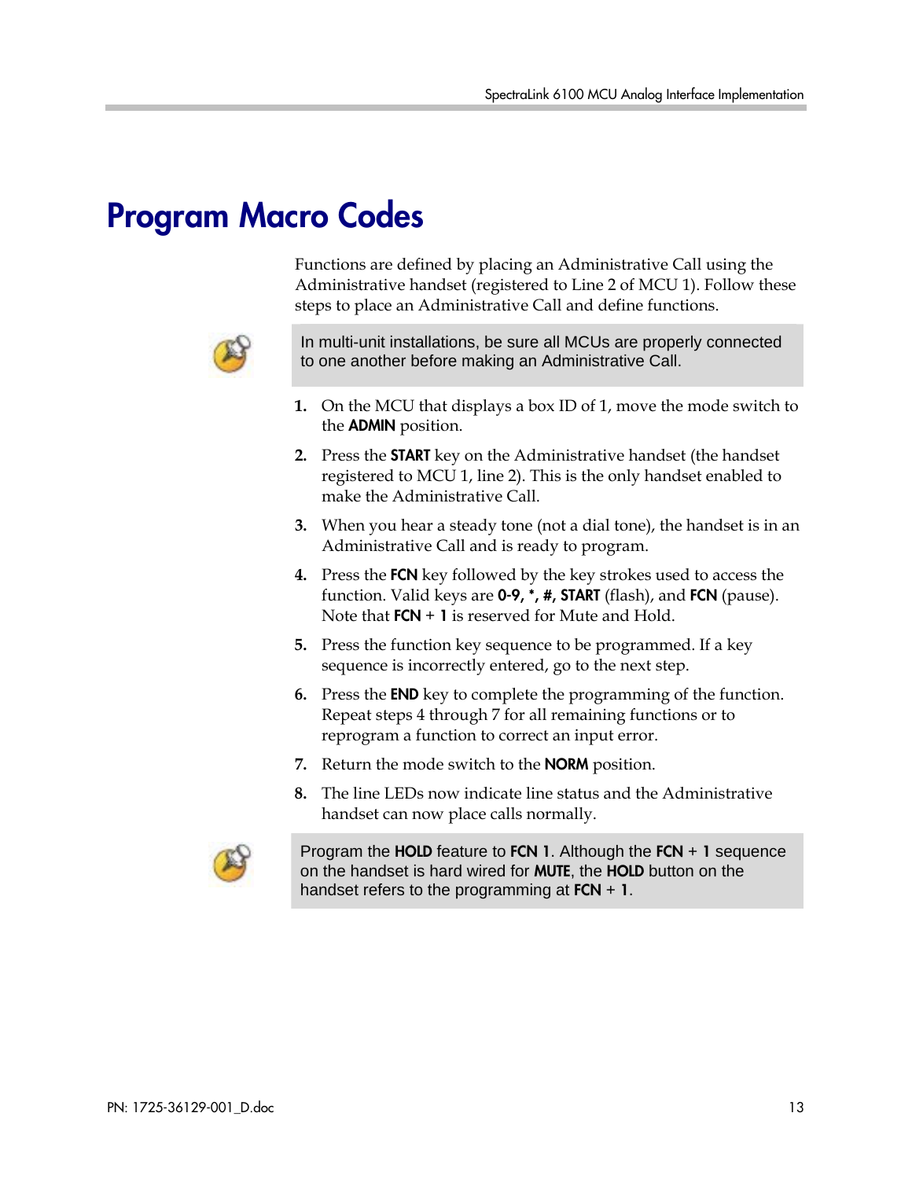# Program Macro Codes

Functions are defined by placing an Administrative Call using the Administrative handset (registered to Line 2 of MCU 1). Follow these steps to place an Administrative Call and define functions.

> In multi-unit installations, be sure all MCUs are properly connected to one another before making an Administrative Call.

1. On the MCU that displays a box ID of 1, move the mode switch to the **ADMIN** position.
2. Press the **START** key on the Administrative handset (the handset registered to MCU 1, line 2). This is the only handset enabled to make the Administrative Call.
3. When you hear a steady tone (not a dial tone), the handset is in an Administrative Call and is ready to program.
4. Press the **FCN** key followed by the key strokes used to access the function. Valid keys are **0-9**, *, #, **START** (flash), and **FCN** (pause). Note that **FCN** + **1** is reserved for Mute and Hold.
5. Press the function key sequence to be programmed. If a key sequence is incorrectly entered, go to the next step.
6. Press the **END** key to complete the programming of the function. Repeat steps 4 through 7 for all remaining functions or to reprogram a function to correct an input error.
7. Return the mode switch to the **NORM** position.
8. The line LEDs now indicate line status and the Administrative handset can now place calls normally.

> Program the **HOLD** feature to **FCN 1**. Although the **FCN** + **1** sequence on the handset is hard wired for **MUTE**, the **HOLD** button on the handset refers to the programming at **FCN** + **1**.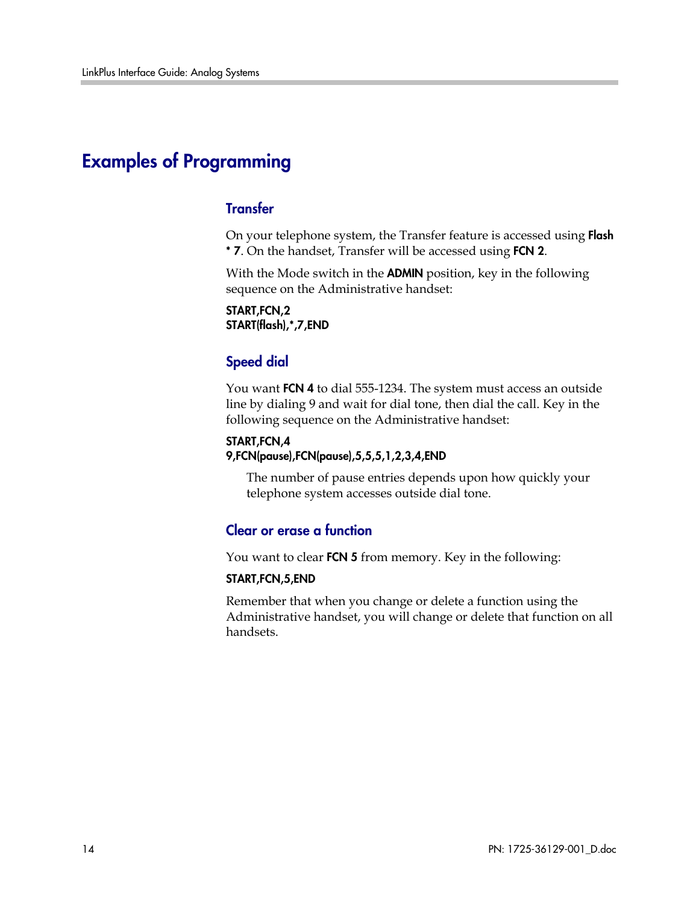# Examples of Programming

## Transfer

On your telephone system, the Transfer feature is accessed using **Flash * 7**. On the handset, Transfer will be accessed using **FCN 2**.

With the Mode switch in the **ADMIN** position, key in the following sequence on the Administrative handset:

**START,FCN,2**
**START(flash),*,7,END**

## Speed dial

You want **FCN 4** to dial 555-1234. The system must access an outside line by dialing 9 and wait for dial tone, then dial the call. Key in the following sequence on the Administrative handset:

**START,FCN,4**
**9,FCN(pause),FCN(pause),5,5,5,1,2,3,4,END**

> The number of pause entries depends upon how quickly your telephone system accesses outside dial tone.

## Clear or erase a function

You want to clear **FCN 5** from memory. Key in the following:

**START,FCN,5,END**

Remember that when you change or delete a function using the Administrative handset, you will change or delete that function on all handsets.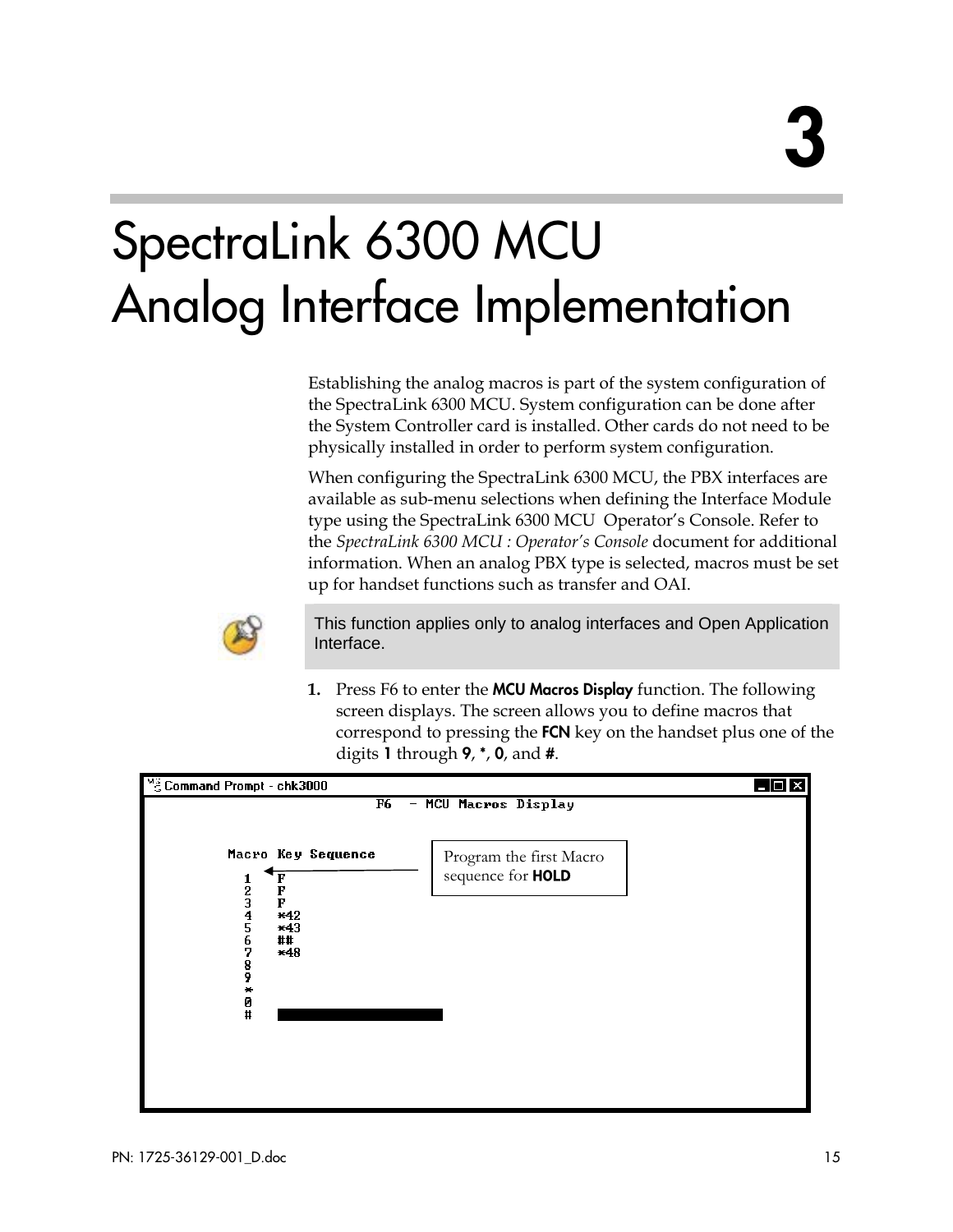# 3

# SpectraLink 6300 MCU Analog Interface Implementation

Establishing the analog macros is part of the system configuration of the SpectraLink 6300 MCU. System configuration can be done after the System Controller card is installed. Other cards do not need to be physically installed in order to perform system configuration.

When configuring the SpectraLink 6300 MCU, the PBX interfaces are available as sub-menu selections when defining the Interface Module type using the SpectraLink 6300 MCU Operator's Console. Refer to the *SpectraLink 6300 MCU : Operator's Console* document for additional information. When an analog PBX type is selected, macros must be set up for handset functions such as transfer and OAI.

> This function applies only to analog interfaces and Open Application Interface.

1. Press F6 to enter the **MCU Macros Display** function. The following screen displays. The screen allows you to define macros that correspond to pressing the **FCN** key on the handset plus one of the digits **1** through **9**, *, **0**, and **#**.

```
Command Prompt - chk3000

                    F6  - MCU Macros Display

        Macro  Key Sequence
          1     F
          2     F
          3     F
          4     *42
          5     *43
          6     ##
          7     *48
          8
          9
          *
          0
          #
```

Program the first Macro sequence for **HOLD**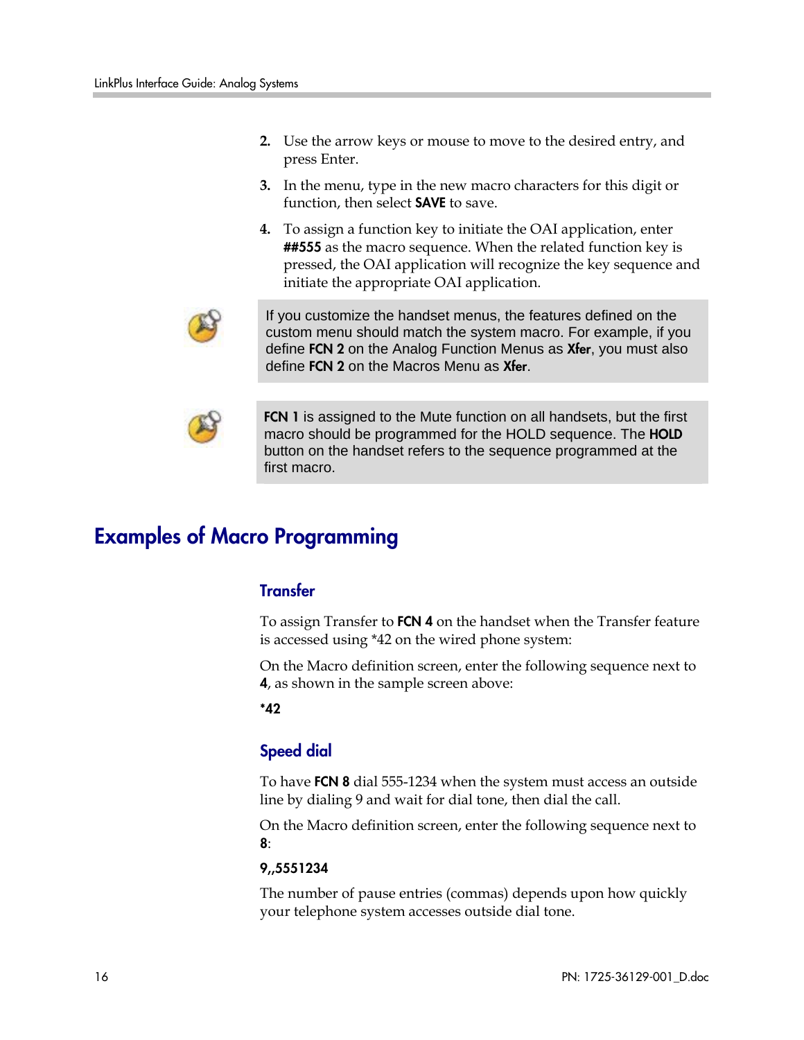2. Use the arrow keys or mouse to move to the desired entry, and press Enter.
3. In the menu, type in the new macro characters for this digit or function, then select **SAVE** to save.
4. To assign a function key to initiate the OAI application, enter **##555** as the macro sequence. When the related function key is pressed, the OAI application will recognize the key sequence and initiate the appropriate OAI application.

> If you customize the handset menus, the features defined on the custom menu should match the system macro. For example, if you define **FCN 2** on the Analog Function Menus as **Xfer**, you must also define **FCN 2** on the Macros Menu as **Xfer**.

> **FCN 1** is assigned to the Mute function on all handsets, but the first macro should be programmed for the HOLD sequence. The **HOLD** button on the handset refers to the sequence programmed at the first macro.

## Examples of Macro Programming

### Transfer

To assign Transfer to **FCN 4** on the handset when the Transfer feature is accessed using *42 on the wired phone system:

On the Macro definition screen, enter the following sequence next to **4**, as shown in the sample screen above:

**\*42**

### Speed dial

To have **FCN 8** dial 555-1234 when the system must access an outside line by dialing 9 and wait for dial tone, then dial the call.

On the Macro definition screen, enter the following sequence next to **8**:

**9,,5551234**

The number of pause entries (commas) depends upon how quickly your telephone system accesses outside dial tone.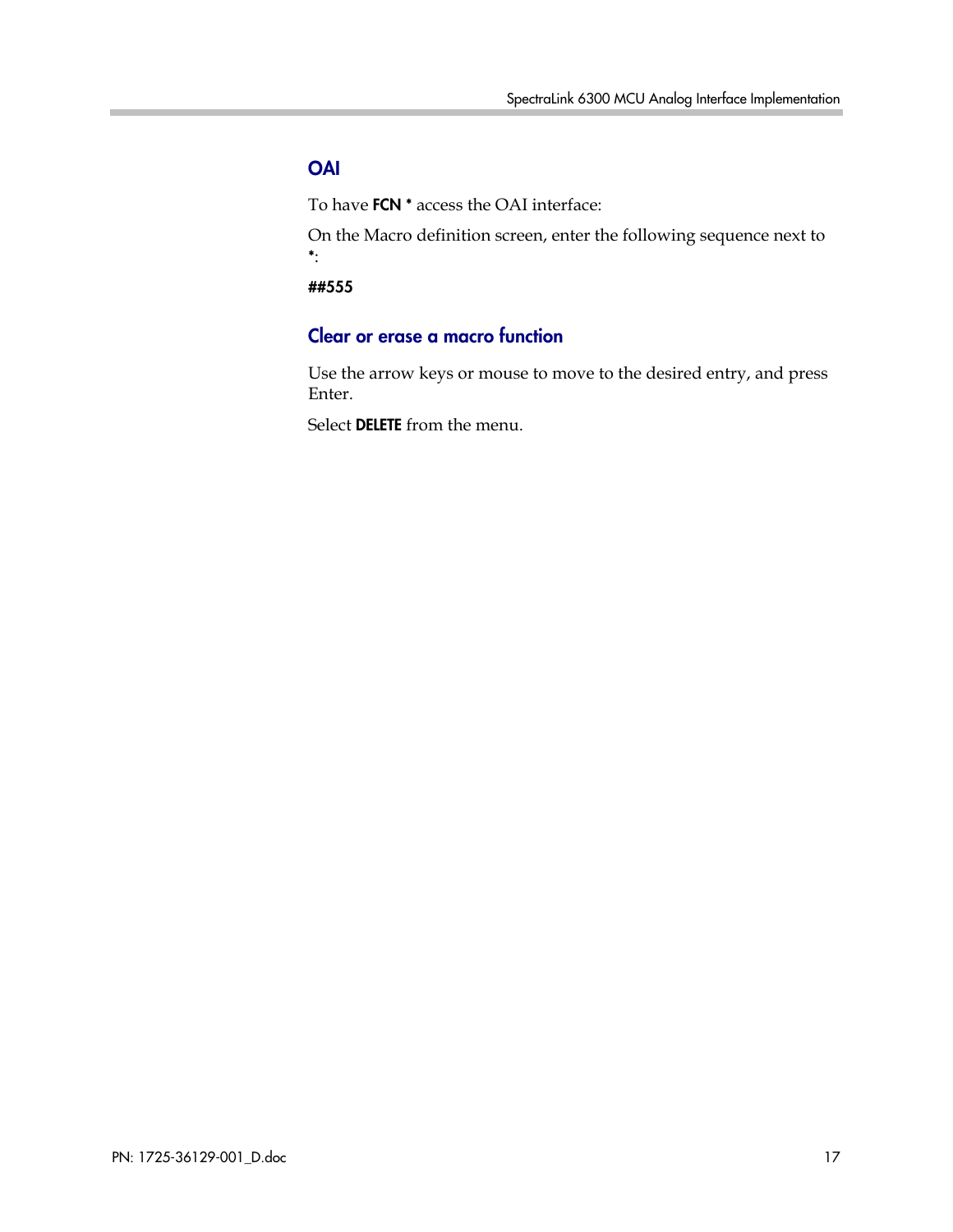## OAI

To have **FCN *** access the OAI interface:

On the Macro definition screen, enter the following sequence next to **\***:

**##555**

### Clear or erase a macro function

Use the arrow keys or mouse to move to the desired entry, and press Enter.

Select **DELETE** from the menu.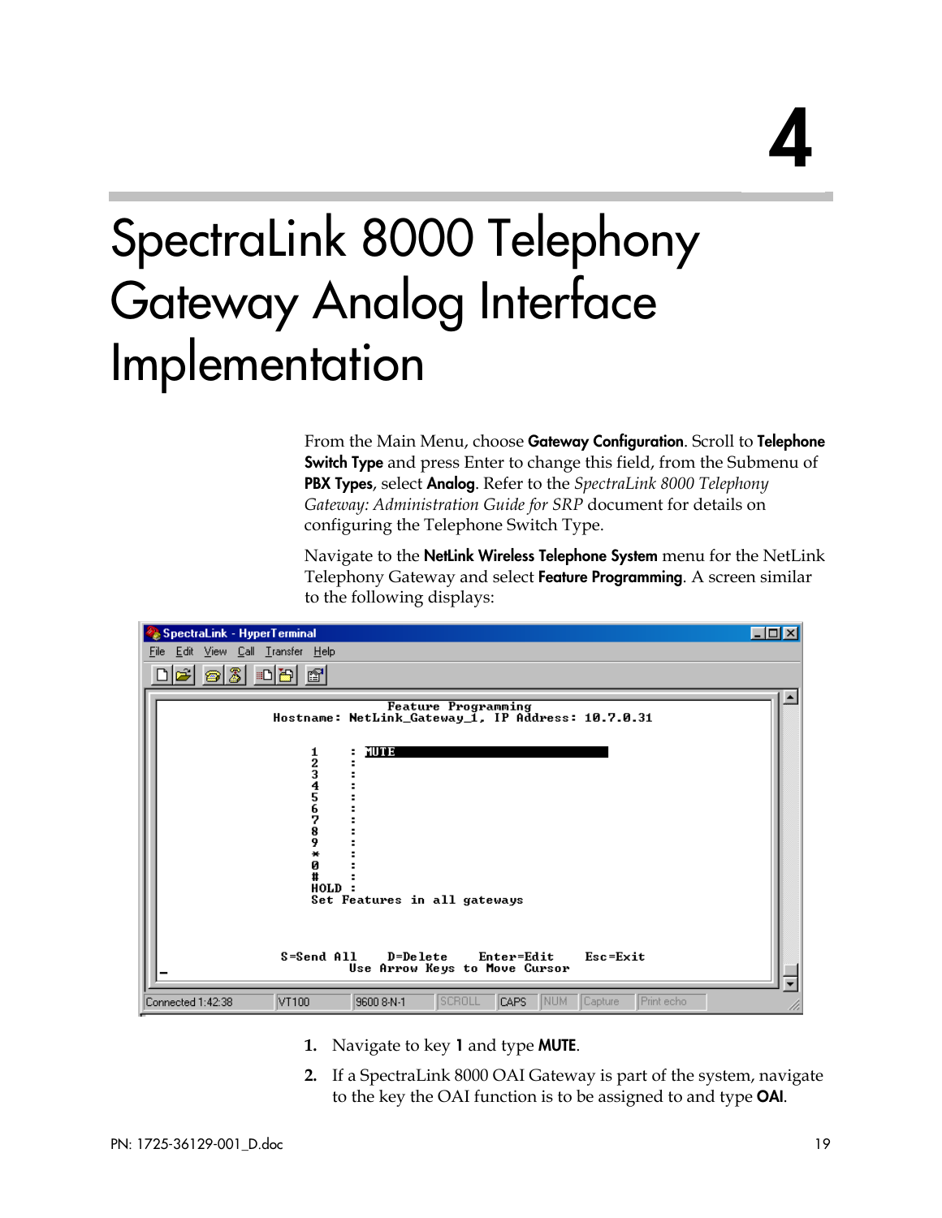# 4

# SpectraLink 8000 Telephony Gateway Analog Interface Implementation

From the Main Menu, choose **Gateway Configuration**. Scroll to **Telephone Switch Type** and press Enter to change this field, from the Submenu of **PBX Types**, select **Analog**. Refer to the *SpectraLink 8000 Telephony Gateway: Administration Guide for SRP* document for details on configuring the Telephone Switch Type.

Navigate to the **NetLink Wireless Telephone System** menu for the NetLink Telephony Gateway and select **Feature Programming**. A screen similar to the following displays:

```
SpectraLink - HyperTerminal
File  Edit  View  Call  Transfer  Help

                         Feature Programming
       Hostname: NetLink_Gateway_1, IP Address: 10.7.0.31

               1     : MUTE
               2     :
               3     :
               4     :
               5     :
               6     :
               7     :
               8     :
               9     :
               *     :
               0     :
               #     :
               HOLD  :
               Set Features in all gateways


       S=Send All     D=Delete     Enter=Edit     Esc=Exit
                  Use Arrow Keys to Move Cursor

Connected 1:42:38   VT100   9600 8-N-1   SCROLL   CAPS   NUM   Capture   Print echo
```

1. Navigate to key **1** and type **MUTE**.
2. If a SpectraLink 8000 OAI Gateway is part of the system, navigate to the key the OAI function is to be assigned to and type **OAI**.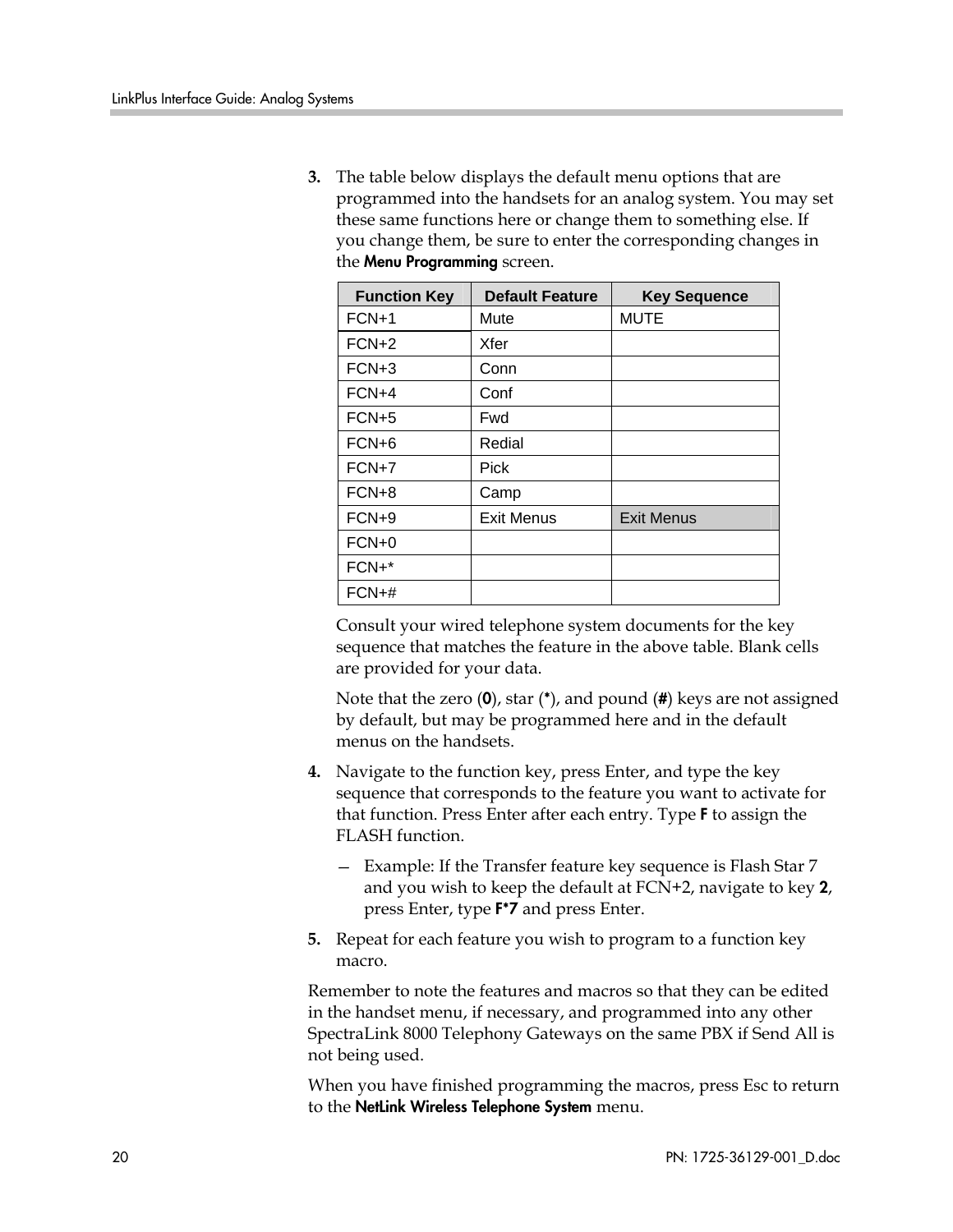3. The table below displays the default menu options that are programmed into the handsets for an analog system. You may set these same functions here or change them to something else. If you change them, be sure to enter the corresponding changes in the **Menu Programming** screen.

| Function Key | Default Feature | Key Sequence |
| --- | --- | --- |
| FCN+1 | Mute | MUTE |
| FCN+2 | Xfer | |
| FCN+3 | Conn | |
| FCN+4 | Conf | |
| FCN+5 | Fwd | |
| FCN+6 | Redial | |
| FCN+7 | Pick | |
| FCN+8 | Camp | |
| FCN+9 | Exit Menus | Exit Menus |
| FCN+0 | | |
| FCN+* | | |
| FCN+# | | |

   Consult your wired telephone system documents for the key sequence that matches the feature in the above table. Blank cells are provided for your data.

   Note that the zero (**0**), star (**\***), and pound (**#**) keys are not assigned by default, but may be programmed here and in the default menus on the handsets.

4. Navigate to the function key, press Enter, and type the key sequence that corresponds to the feature you want to activate for that function. Press Enter after each entry. Type **F** to assign the FLASH function.

   – Example: If the Transfer feature key sequence is Flash Star 7 and you wish to keep the default at FCN+2, navigate to key **2**, press Enter, type **F*7** and press Enter.

5. Repeat for each feature you wish to program to a function key macro.

Remember to note the features and macros so that they can be edited in the handset menu, if necessary, and programmed into any other SpectraLink 8000 Telephony Gateways on the same PBX if Send All is not being used.

When you have finished programming the macros, press Esc to return to the **NetLink Wireless Telephone System** menu.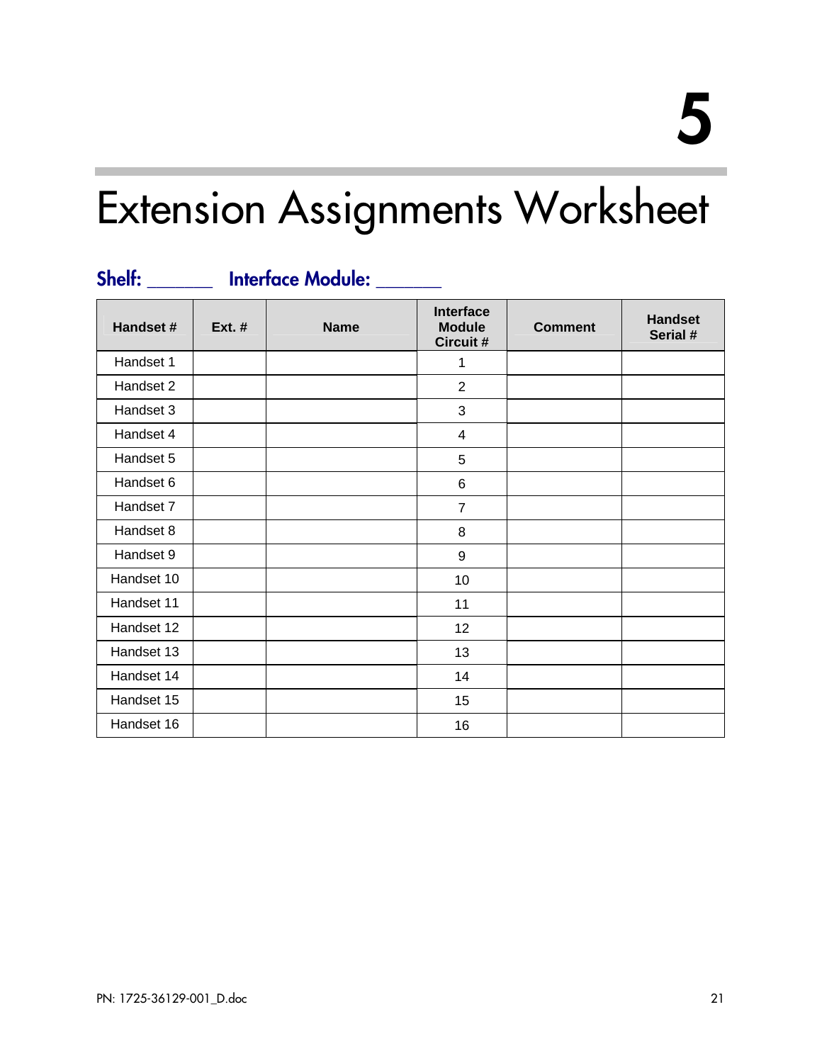# 5

# Extension Assignments Worksheet

**Shelf: ______ Interface Module: ______**

| Handset # | Ext. # | Name | Interface Module Circuit # | Comment | Handset Serial # |
|---|---|---|---|---|---|
| Handset 1 | | | 1 | | |
| Handset 2 | | | 2 | | |
| Handset 3 | | | 3 | | |
| Handset 4 | | | 4 | | |
| Handset 5 | | | 5 | | |
| Handset 6 | | | 6 | | |
| Handset 7 | | | 7 | | |
| Handset 8 | | | 8 | | |
| Handset 9 | | | 9 | | |
| Handset 10 | | | 10 | | |
| Handset 11 | | | 11 | | |
| Handset 12 | | | 12 | | |
| Handset 13 | | | 13 | | |
| Handset 14 | | | 14 | | |
| Handset 15 | | | 15 | | |
| Handset 16 | | | 16 | | |

PN: 1725-36129-001_D.doc